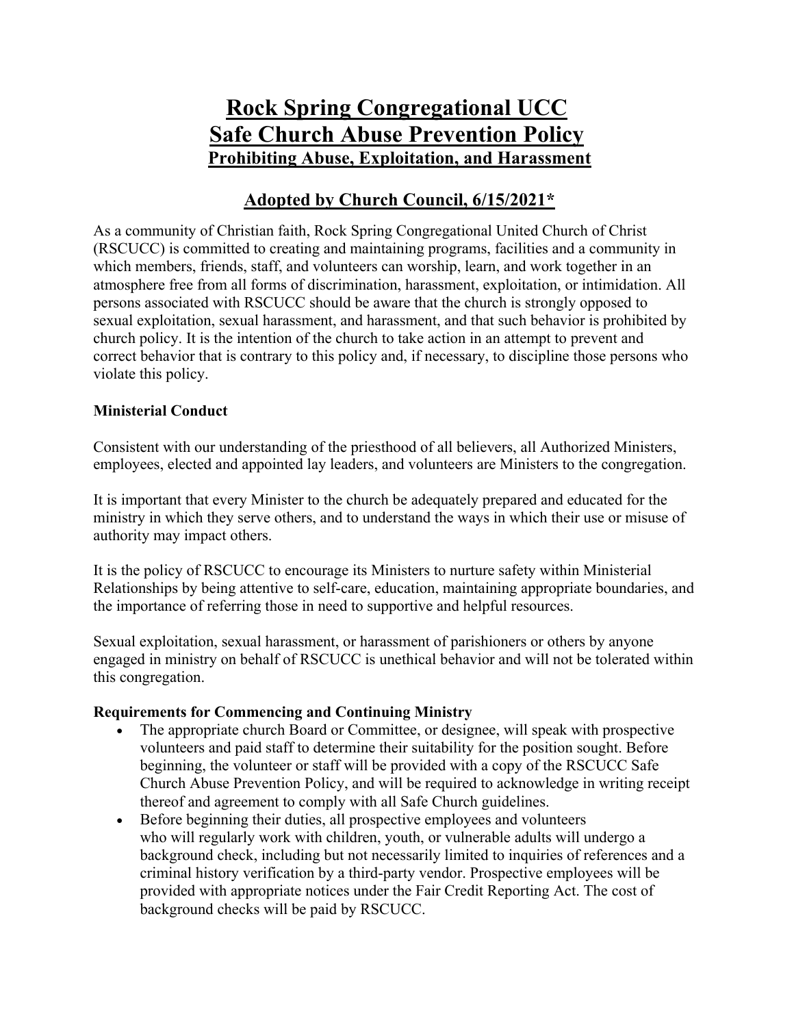# Rock Spring Congregational UCC
# Safe Church Abuse Prevention Policy
## Prohibiting Abuse, Exploitation, and Harassment

## Adopted by Church Council, 6/15/2021*

As a community of Christian faith, Rock Spring Congregational United Church of Christ (RSCUCC) is committed to creating and maintaining programs, facilities and a community in which members, friends, staff, and volunteers can worship, learn, and work together in an atmosphere free from all forms of discrimination, harassment, exploitation, or intimidation. All persons associated with RSCUCC should be aware that the church is strongly opposed to sexual exploitation, sexual harassment, and harassment, and that such behavior is prohibited by church policy. It is the intention of the church to take action in an attempt to prevent and correct behavior that is contrary to this policy and, if necessary, to discipline those persons who violate this policy.

**Ministerial Conduct**

Consistent with our understanding of the priesthood of all believers, all Authorized Ministers, employees, elected and appointed lay leaders, and volunteers are Ministers to the congregation.

It is important that every Minister to the church be adequately prepared and educated for the ministry in which they serve others, and to understand the ways in which their use or misuse of authority may impact others.

It is the policy of RSCUCC to encourage its Ministers to nurture safety within Ministerial Relationships by being attentive to self-care, education, maintaining appropriate boundaries, and the importance of referring those in need to supportive and helpful resources.

Sexual exploitation, sexual harassment, or harassment of parishioners or others by anyone engaged in ministry on behalf of RSCUCC is unethical behavior and will not be tolerated within this congregation.

**Requirements for Commencing and Continuing Ministry**

- The appropriate church Board or Committee, or designee, will speak with prospective volunteers and paid staff to determine their suitability for the position sought. Before beginning, the volunteer or staff will be provided with a copy of the RSCUCC Safe Church Abuse Prevention Policy, and will be required to acknowledge in writing receipt thereof and agreement to comply with all Safe Church guidelines.
- Before beginning their duties, all prospective employees and volunteers who will regularly work with children, youth, or vulnerable adults will undergo a background check, including but not necessarily limited to inquiries of references and a criminal history verification by a third-party vendor. Prospective employees will be provided with appropriate notices under the Fair Credit Reporting Act. The cost of background checks will be paid by RSCUCC.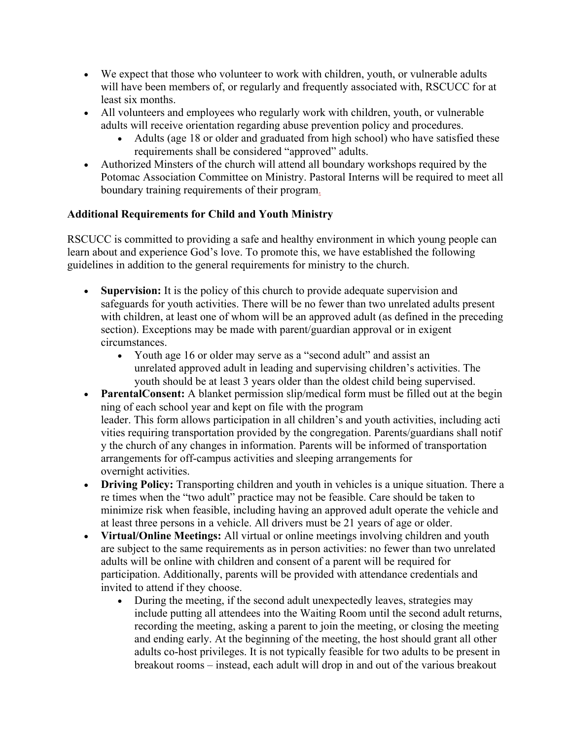- We expect that those who volunteer to work with children, youth, or vulnerable adults will have been members of, or regularly and frequently associated with, RSCUCC for at least six months.
- All volunteers and employees who regularly work with children, youth, or vulnerable adults will receive orientation regarding abuse prevention policy and procedures.
    - Adults (age 18 or older and graduated from high school) who have satisfied these requirements shall be considered "approved" adults.
- Authorized Minsters of the church will attend all boundary workshops required by the Potomac Association Committee on Ministry. Pastoral Interns will be required to meet all boundary training requirements of their program.

**Additional Requirements for Child and Youth Ministry**

RSCUCC is committed to providing a safe and healthy environment in which young people can learn about and experience God's love. To promote this, we have established the following guidelines in addition to the general requirements for ministry to the church.

- **Supervision:** It is the policy of this church to provide adequate supervision and safeguards for youth activities. There will be no fewer than two unrelated adults present with children, at least one of whom will be an approved adult (as defined in the preceding section). Exceptions may be made with parent/guardian approval or in exigent circumstances.
    - Youth age 16 or older may serve as a "second adult" and assist an unrelated approved adult in leading and supervising children's activities. The youth should be at least 3 years older than the oldest child being supervised.
- **ParentalConsent:** A blanket permission slip/medical form must be filled out at the beginning of each school year and kept on file with the program leader. This form allows participation in all children's and youth activities, including activities requiring transportation provided by the congregation. Parents/guardians shall notify the church of any changes in information. Parents will be informed of transportation arrangements for off-campus activities and sleeping arrangements for overnight activities.
- **Driving Policy:** Transporting children and youth in vehicles is a unique situation. There are times when the "two adult" practice may not be feasible. Care should be taken to minimize risk when feasible, including having an approved adult operate the vehicle and at least three persons in a vehicle. All drivers must be 21 years of age or older.
- **Virtual/Online Meetings:** All virtual or online meetings involving children and youth are subject to the same requirements as in person activities: no fewer than two unrelated adults will be online with children and consent of a parent will be required for participation. Additionally, parents will be provided with attendance credentials and invited to attend if they choose.
    - During the meeting, if the second adult unexpectedly leaves, strategies may include putting all attendees into the Waiting Room until the second adult returns, recording the meeting, asking a parent to join the meeting, or closing the meeting and ending early. At the beginning of the meeting, the host should grant all other adults co-host privileges. It is not typically feasible for two adults to be present in breakout rooms – instead, each adult will drop in and out of the various breakout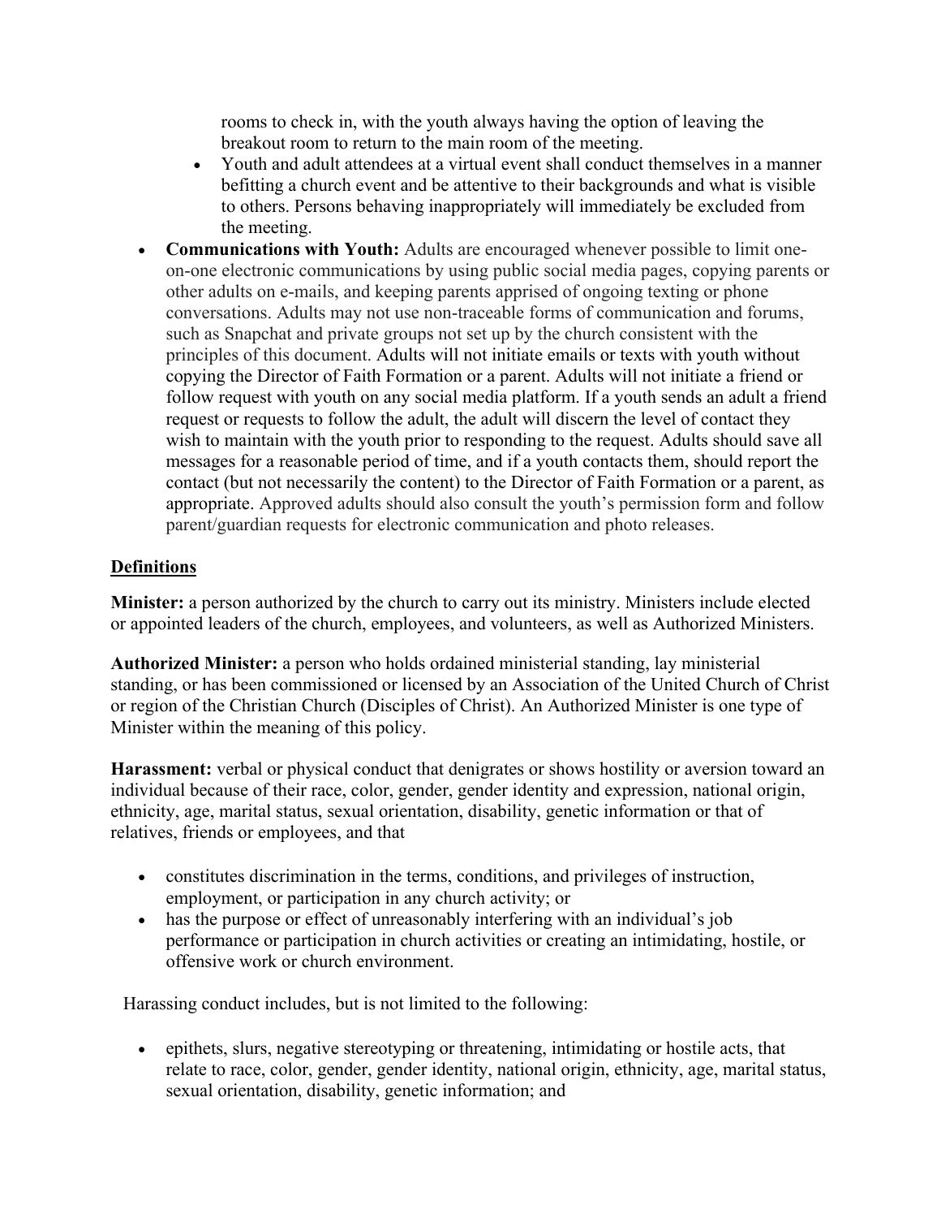rooms to check in, with the youth always having the option of leaving the breakout room to return to the main room of the meeting.

  - Youth and adult attendees at a virtual event shall conduct themselves in a manner befitting a church event and be attentive to their backgrounds and what is visible to others. Persons behaving inappropriately will immediately be excluded from the meeting.

- **Communications with Youth:** Adults are encouraged whenever possible to limit one-on-one electronic communications by using public social media pages, copying parents or other adults on e-mails, and keeping parents apprised of ongoing texting or phone conversations. Adults may not use non-traceable forms of communication and forums, such as Snapchat and private groups not set up by the church consistent with the principles of this document. Adults will not initiate emails or texts with youth without copying the Director of Faith Formation or a parent. Adults will not initiate a friend or follow request with youth on any social media platform. If a youth sends an adult a friend request or requests to follow the adult, the adult will discern the level of contact they wish to maintain with the youth prior to responding to the request. Adults should save all messages for a reasonable period of time, and if a youth contacts them, should report the contact (but not necessarily the content) to the Director of Faith Formation or a parent, as appropriate. Approved adults should also consult the youth's permission form and follow parent/guardian requests for electronic communication and photo releases.

## Definitions

**Minister:** a person authorized by the church to carry out its ministry. Ministers include elected or appointed leaders of the church, employees, and volunteers, as well as Authorized Ministers.

**Authorized Minister:** a person who holds ordained ministerial standing, lay ministerial standing, or has been commissioned or licensed by an Association of the United Church of Christ or region of the Christian Church (Disciples of Christ). An Authorized Minister is one type of Minister within the meaning of this policy.

**Harassment:** verbal or physical conduct that denigrates or shows hostility or aversion toward an individual because of their race, color, gender, gender identity and expression, national origin, ethnicity, age, marital status, sexual orientation, disability, genetic information or that of relatives, friends or employees, and that

- constitutes discrimination in the terms, conditions, and privileges of instruction, employment, or participation in any church activity; or
- has the purpose or effect of unreasonably interfering with an individual's job performance or participation in church activities or creating an intimidating, hostile, or offensive work or church environment.

Harassing conduct includes, but is not limited to the following:

- epithets, slurs, negative stereotyping or threatening, intimidating or hostile acts, that relate to race, color, gender, gender identity, national origin, ethnicity, age, marital status, sexual orientation, disability, genetic information; and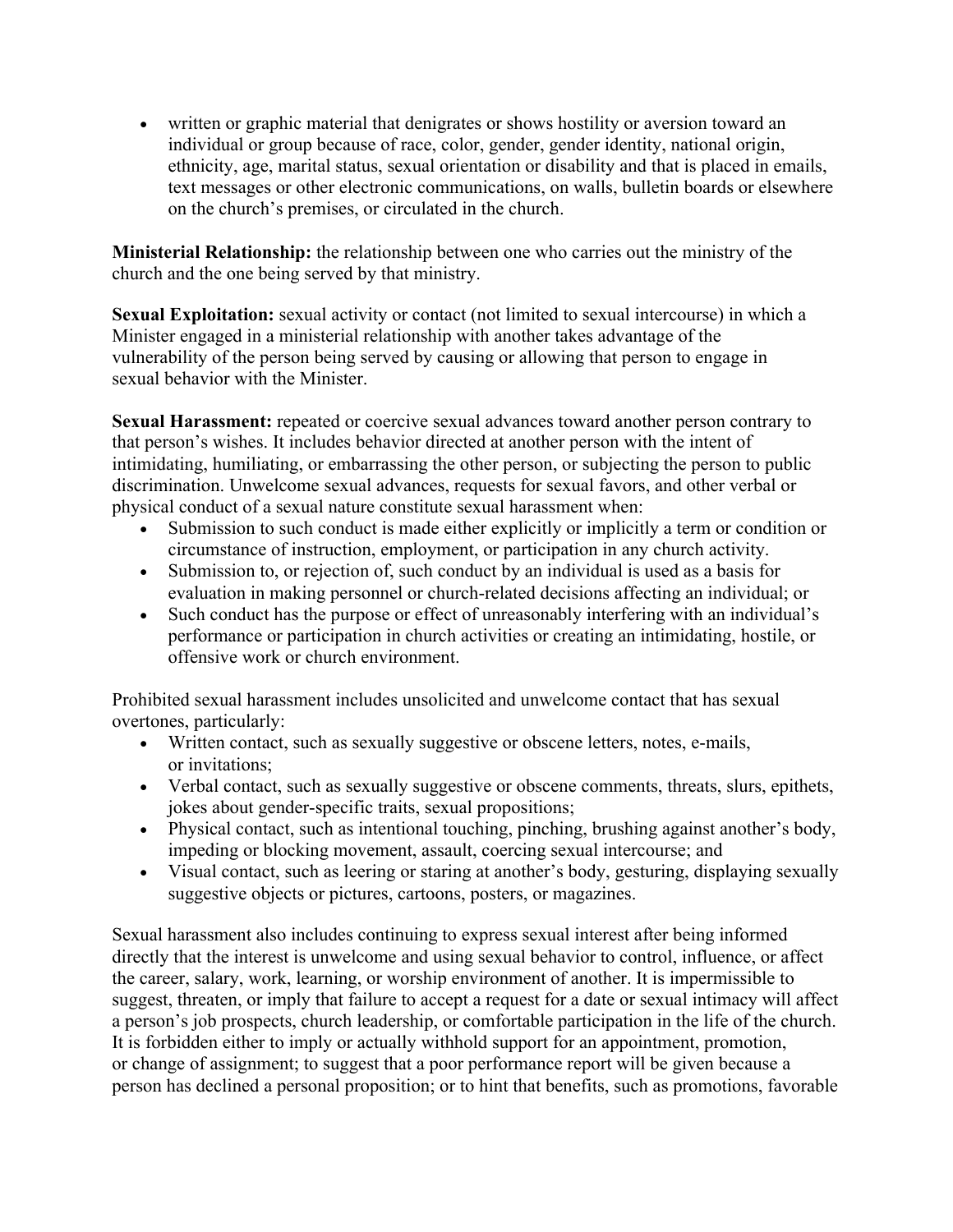- written or graphic material that denigrates or shows hostility or aversion toward an individual or group because of race, color, gender, gender identity, national origin, ethnicity, age, marital status, sexual orientation or disability and that is placed in emails, text messages or other electronic communications, on walls, bulletin boards or elsewhere on the church's premises, or circulated in the church.

**Ministerial Relationship:** the relationship between one who carries out the ministry of the church and the one being served by that ministry.

**Sexual Exploitation:** sexual activity or contact (not limited to sexual intercourse) in which a Minister engaged in a ministerial relationship with another takes advantage of the vulnerability of the person being served by causing or allowing that person to engage in sexual behavior with the Minister.

**Sexual Harassment:** repeated or coercive sexual advances toward another person contrary to that person's wishes. It includes behavior directed at another person with the intent of intimidating, humiliating, or embarrassing the other person, or subjecting the person to public discrimination. Unwelcome sexual advances, requests for sexual favors, and other verbal or physical conduct of a sexual nature constitute sexual harassment when:

- Submission to such conduct is made either explicitly or implicitly a term or condition or circumstance of instruction, employment, or participation in any church activity.
- Submission to, or rejection of, such conduct by an individual is used as a basis for evaluation in making personnel or church-related decisions affecting an individual; or
- Such conduct has the purpose or effect of unreasonably interfering with an individual's performance or participation in church activities or creating an intimidating, hostile, or offensive work or church environment.

Prohibited sexual harassment includes unsolicited and unwelcome contact that has sexual overtones, particularly:

- Written contact, such as sexually suggestive or obscene letters, notes, e-mails, or invitations;
- Verbal contact, such as sexually suggestive or obscene comments, threats, slurs, epithets, jokes about gender-specific traits, sexual propositions;
- Physical contact, such as intentional touching, pinching, brushing against another's body, impeding or blocking movement, assault, coercing sexual intercourse; and
- Visual contact, such as leering or staring at another's body, gesturing, displaying sexually suggestive objects or pictures, cartoons, posters, or magazines.

Sexual harassment also includes continuing to express sexual interest after being informed directly that the interest is unwelcome and using sexual behavior to control, influence, or affect the career, salary, work, learning, or worship environment of another. It is impermissible to suggest, threaten, or imply that failure to accept a request for a date or sexual intimacy will affect a person's job prospects, church leadership, or comfortable participation in the life of the church. It is forbidden either to imply or actually withhold support for an appointment, promotion, or change of assignment; to suggest that a poor performance report will be given because a person has declined a personal proposition; or to hint that benefits, such as promotions, favorable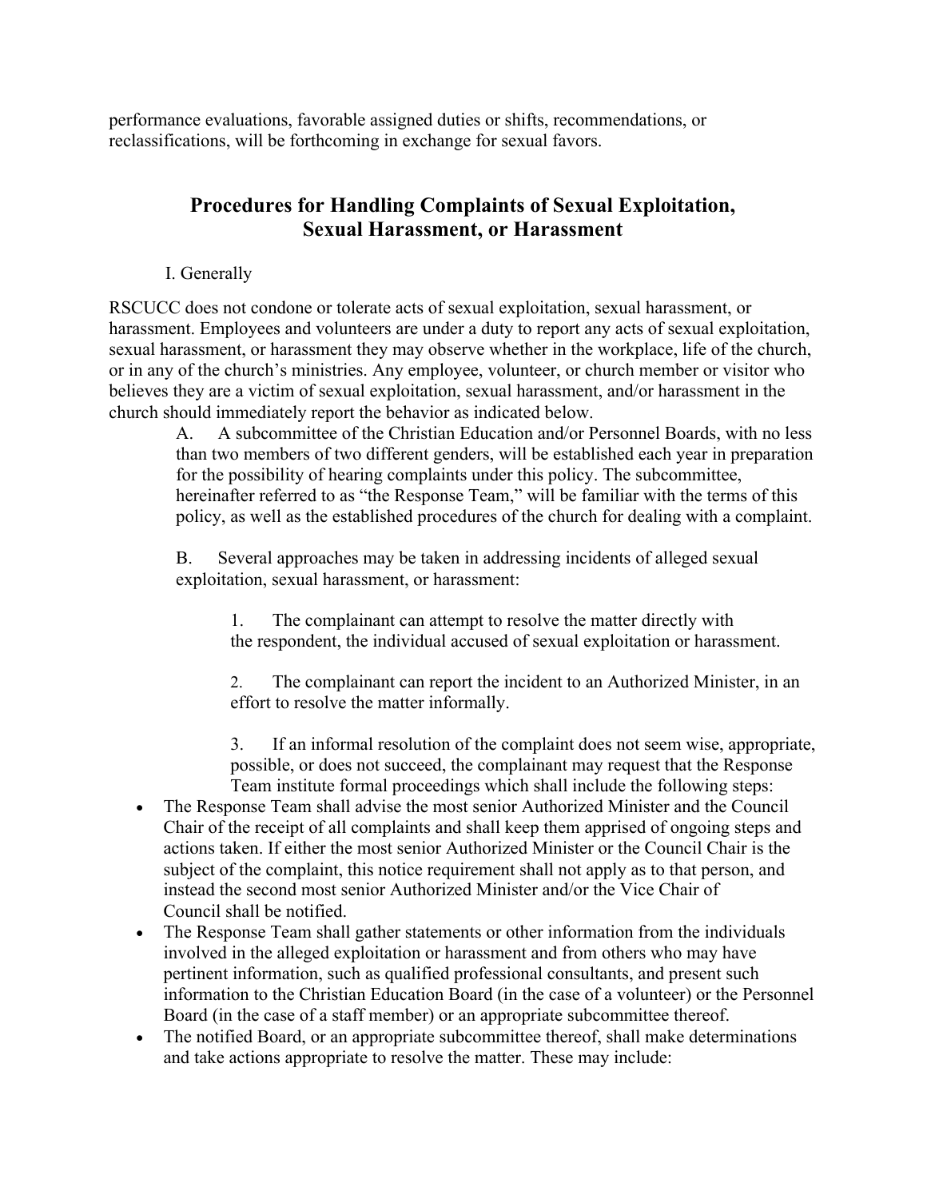performance evaluations, favorable assigned duties or shifts, recommendations, or reclassifications, will be forthcoming in exchange for sexual favors.

## Procedures for Handling Complaints of Sexual Exploitation, Sexual Harassment, or Harassment

I. Generally

RSCUCC does not condone or tolerate acts of sexual exploitation, sexual harassment, or harassment. Employees and volunteers are under a duty to report any acts of sexual exploitation, sexual harassment, or harassment they may observe whether in the workplace, life of the church, or in any of the church's ministries. Any employee, volunteer, or church member or visitor who believes they are a victim of sexual exploitation, sexual harassment, and/or harassment in the church should immediately report the behavior as indicated below.

A. A subcommittee of the Christian Education and/or Personnel Boards, with no less than two members of two different genders, will be established each year in preparation for the possibility of hearing complaints under this policy. The subcommittee, hereinafter referred to as "the Response Team," will be familiar with the terms of this policy, as well as the established procedures of the church for dealing with a complaint.

B. Several approaches may be taken in addressing incidents of alleged sexual exploitation, sexual harassment, or harassment:

1. The complainant can attempt to resolve the matter directly with the respondent, the individual accused of sexual exploitation or harassment.

2. The complainant can report the incident to an Authorized Minister, in an effort to resolve the matter informally.

3. If an informal resolution of the complaint does not seem wise, appropriate, possible, or does not succeed, the complainant may request that the Response Team institute formal proceedings which shall include the following steps:

- The Response Team shall advise the most senior Authorized Minister and the Council Chair of the receipt of all complaints and shall keep them apprised of ongoing steps and actions taken. If either the most senior Authorized Minister or the Council Chair is the subject of the complaint, this notice requirement shall not apply as to that person, and instead the second most senior Authorized Minister and/or the Vice Chair of Council shall be notified.
- The Response Team shall gather statements or other information from the individuals involved in the alleged exploitation or harassment and from others who may have pertinent information, such as qualified professional consultants, and present such information to the Christian Education Board (in the case of a volunteer) or the Personnel Board (in the case of a staff member) or an appropriate subcommittee thereof.
- The notified Board, or an appropriate subcommittee thereof, shall make determinations and take actions appropriate to resolve the matter. These may include: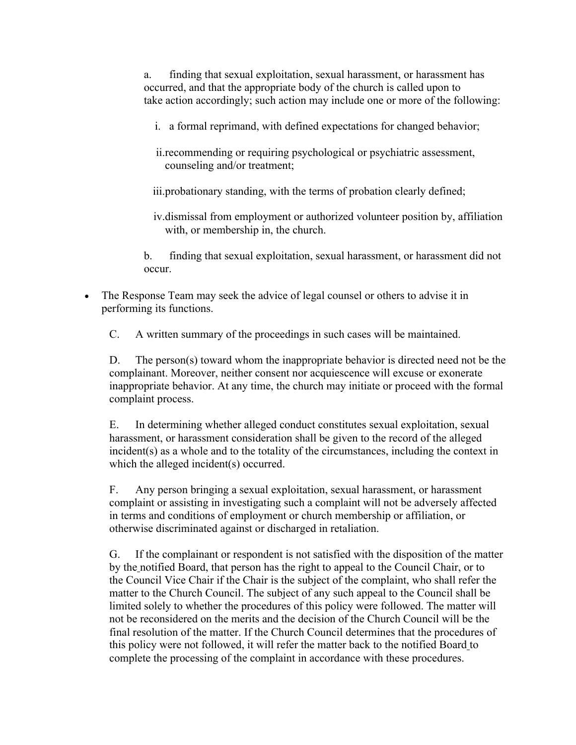a. finding that sexual exploitation, sexual harassment, or harassment has occurred, and that the appropriate body of the church is called upon to take action accordingly; such action may include one or more of the following:

   i. a formal reprimand, with defined expectations for changed behavior;

   ii. recommending or requiring psychological or psychiatric assessment, counseling and/or treatment;

   iii. probationary standing, with the terms of probation clearly defined;

   iv. dismissal from employment or authorized volunteer position by, affiliation with, or membership in, the church.

b. finding that sexual exploitation, sexual harassment, or harassment did not occur.

- The Response Team may seek the advice of legal counsel or others to advise it in performing its functions.

C. A written summary of the proceedings in such cases will be maintained.

D. The person(s) toward whom the inappropriate behavior is directed need not be the complainant. Moreover, neither consent nor acquiescence will excuse or exonerate inappropriate behavior. At any time, the church may initiate or proceed with the formal complaint process.

E. In determining whether alleged conduct constitutes sexual exploitation, sexual harassment, or harassment consideration shall be given to the record of the alleged incident(s) as a whole and to the totality of the circumstances, including the context in which the alleged incident(s) occurred.

F. Any person bringing a sexual exploitation, sexual harassment, or harassment complaint or assisting in investigating such a complaint will not be adversely affected in terms and conditions of employment or church membership or affiliation, or otherwise discriminated against or discharged in retaliation.

G. If the complainant or respondent is not satisfied with the disposition of the matter by the notified Board, that person has the right to appeal to the Council Chair, or to the Council Vice Chair if the Chair is the subject of the complaint, who shall refer the matter to the Church Council. The subject of any such appeal to the Council shall be limited solely to whether the procedures of this policy were followed. The matter will not be reconsidered on the merits and the decision of the Church Council will be the final resolution of the matter. If the Church Council determines that the procedures of this policy were not followed, it will refer the matter back to the notified Board to complete the processing of the complaint in accordance with these procedures.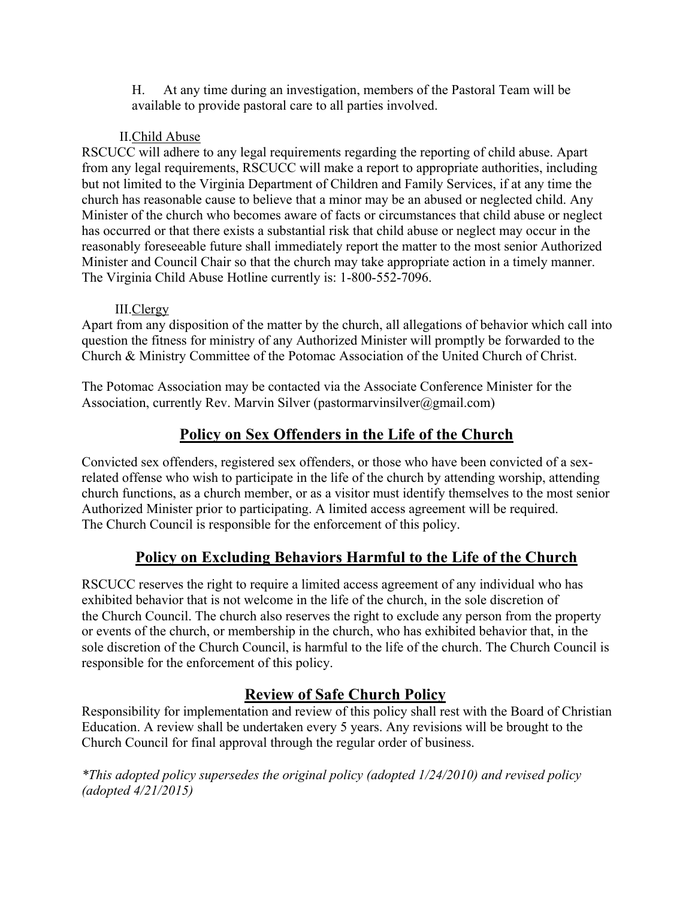H. At any time during an investigation, members of the Pastoral Team will be available to provide pastoral care to all parties involved.

II. Child Abuse

RSCUCC will adhere to any legal requirements regarding the reporting of child abuse. Apart from any legal requirements, RSCUCC will make a report to appropriate authorities, including but not limited to the Virginia Department of Children and Family Services, if at any time the church has reasonable cause to believe that a minor may be an abused or neglected child. Any Minister of the church who becomes aware of facts or circumstances that child abuse or neglect has occurred or that there exists a substantial risk that child abuse or neglect may occur in the reasonably foreseeable future shall immediately report the matter to the most senior Authorized Minister and Council Chair so that the church may take appropriate action in a timely manner. The Virginia Child Abuse Hotline currently is: 1-800-552-7096.

III. Clergy

Apart from any disposition of the matter by the church, all allegations of behavior which call into question the fitness for ministry of any Authorized Minister will promptly be forwarded to the Church & Ministry Committee of the Potomac Association of the United Church of Christ.

The Potomac Association may be contacted via the Associate Conference Minister for the Association, currently Rev. Marvin Silver (pastormarvinsilver@gmail.com)

## Policy on Sex Offenders in the Life of the Church

Convicted sex offenders, registered sex offenders, or those who have been convicted of a sex-related offense who wish to participate in the life of the church by attending worship, attending church functions, as a church member, or as a visitor must identify themselves to the most senior Authorized Minister prior to participating. A limited access agreement will be required. The Church Council is responsible for the enforcement of this policy.

## Policy on Excluding Behaviors Harmful to the Life of the Church

RSCUCC reserves the right to require a limited access agreement of any individual who has exhibited behavior that is not welcome in the life of the church, in the sole discretion of the Church Council. The church also reserves the right to exclude any person from the property or events of the church, or membership in the church, who has exhibited behavior that, in the sole discretion of the Church Council, is harmful to the life of the church. The Church Council is responsible for the enforcement of this policy.

## Review of Safe Church Policy

Responsibility for implementation and review of this policy shall rest with the Board of Christian Education. A review shall be undertaken every 5 years. Any revisions will be brought to the Church Council for final approval through the regular order of business.

*\*This adopted policy supersedes the original policy (adopted 1/24/2010) and revised policy (adopted 4/21/2015)*